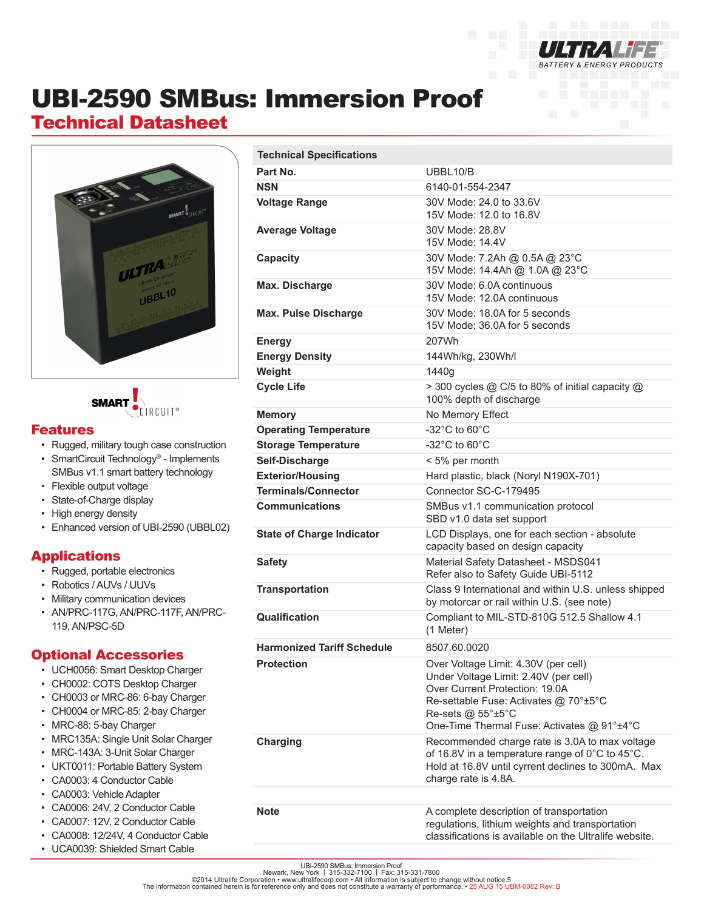ULTRALIFE® BATTERY & ENERGY PRODUCTS

# UBI-2590 SMBus: Immersion Proof

## Technical Datasheet

SMART CIRCUIT®

## Features

- Rugged, military tough case construction
- SmartCircuit Technology® - Implements SMBus v1.1 smart battery technology
- Flexible output voltage
- State-of-Charge display
- High energy density
- Enhanced version of UBI-2590 (UBBL02)

## Applications

- Rugged, portable electronics
- Robotics / AUVs / UUVs
- Military communication devices
- AN/PRC-117G, AN/PRC-117F, AN/PRC-119, AN/PSC-5D

## Optional Accessories

- UCH0056: Smart Desktop Charger
- CH0002: COTS Desktop Charger
- CH0003 or MRC-86: 6-bay Charger
- CH0004 or MRC-85: 2-bay Charger
- MRC-88: 5-bay Charger
- MRC135A: Single Unit Solar Charger
- MRC-143A: 3-Unit Solar Charger
- UKT0011: Portable Battery System
- CA0003: 4 Conductor Cable
- CA0003: Vehicle Adapter
- CA0006: 24V, 2 Conductor Cable
- CA0007: 12V, 2 Conductor Cable
- CA0008: 12/24V, 4 Conductor Cable
- UCA0039: Shielded Smart Cable

| Technical Specifications | |
|---|---|
| **Part No.** | UBBL10/B |
| **NSN** | 6140-01-554-2347 |
| **Voltage Range** | 30V Mode: 24.0 to 33.6V<br>15V Mode: 12.0 to 16.8V |
| **Average Voltage** | 30V Mode: 28.8V<br>15V Mode: 14.4V |
| **Capacity** | 30V Mode: 7.2Ah @ 0.5A @ 23°C<br>15V Mode: 14.4Ah @ 1.0A @ 23°C |
| **Max. Discharge** | 30V Mode: 6.0A continuous<br>15V Mode: 12.0A continuous |
| **Max. Pulse Discharge** | 30V Mode: 18.0A for 5 seconds<br>15V Mode: 36.0A for 5 seconds |
| **Energy** | 207Wh |
| **Energy Density** | 144Wh/kg, 230Wh/l |
| **Weight** | 1440g |
| **Cycle Life** | > 300 cycles @ C/5 to 80% of initial capacity @ 100% depth of discharge |
| **Memory** | No Memory Effect |
| **Operating Temperature** | -32°C to 60°C |
| **Storage Temperature** | -32°C to 60°C |
| **Self-Discharge** | < 5% per month |
| **Exterior/Housing** | Hard plastic, black (Noryl N190X-701) |
| **Terminals/Connector** | Connector SC-C-179495 |
| **Communications** | SMBus v1.1 communication protocol<br>SBD v1.0 data set support |
| **State of Charge Indicator** | LCD Displays, one for each section - absolute capacity based on design capacity |
| **Safety** | Material Safety Datasheet - MSDS041<br>Refer also to Safety Guide UBI-5112 |
| **Transportation** | Class 9 International and within U.S. unless shipped by motorcar or rail within U.S. (see note) |
| **Qualification** | Compliant to MIL-STD-810G 512.5 Shallow 4.1 (1 Meter) |
| **Harmonized Tariff Schedule** | 8507.60.0020 |
| **Protection** | Over Voltage Limit: 4.30V (per cell)<br>Under Voltage Limit: 2.40V (per cell)<br>Over Current Protection: 19.0A<br>Re-settable Fuse: Activates @ 70°±5°C<br>Re-sets @ 55°±5°C<br>One-Time Thermal Fuse: Activates @ 91°±4°C |
| **Charging** | Recommended charge rate is 3.0A to max voltage of 16.8V in a temperature range of 0°C to 45°C. Hold at 16.8V until cyrrent declines to 300mA. Max charge rate is 4.8A. |
| **Note** | A complete description of transportation regulations, lithium weights and transportation classifications is available on the Ultralife website. |

UBI-2590 SMBus: Immersion Proof
Newark, New York | 315-332-7100 | Fax: 315-331-7800
©2014 Ultralife Corporation • www.ultralifecorp.com • All information is subject to change without notice.5
The information contained herein is for reference only and does not constitute a warranty of performance. • 25 AUG 15 UBM-0082 Rev: B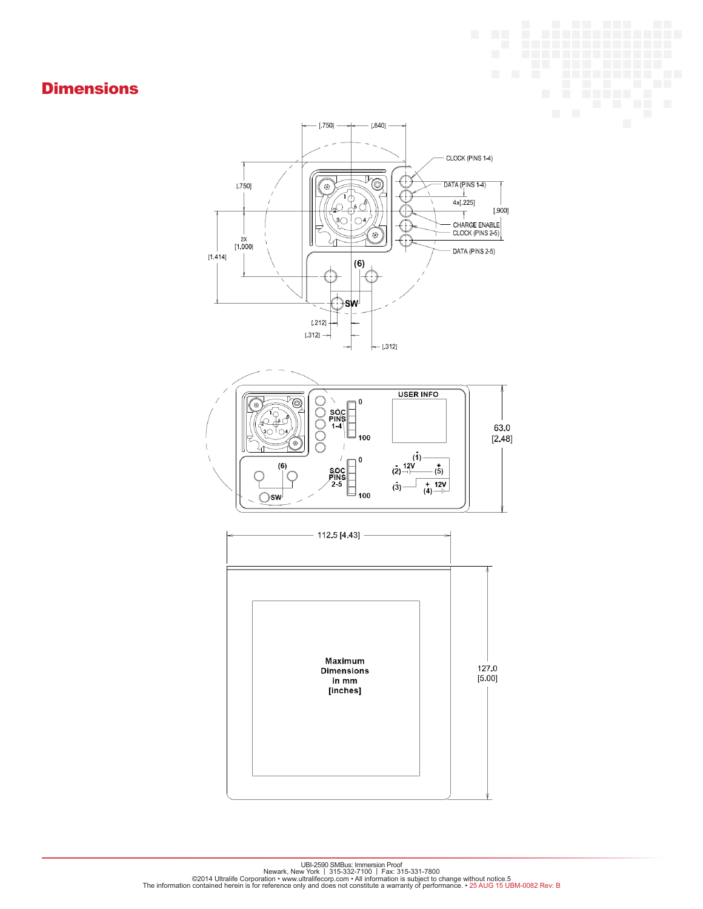# Dimensions

[.750] [.840]

CLOCK (PINS 1-4)

DATA (PINS 1-4)

4x[.225]

[.900]

CHARGE ENABLE

CLOCK (PINS 2-5)

DATA (PINS 2-5)

[.750]

2X [1.000]

[1.414]

(6)

SW

[.212]

[.312]

[.312]

USER INFO

SOC PINS 1-4

0

100

SOC PINS 2-5

0

100

(6)

SW

(1) (2) 12V (5) (3) 12V (4)

63.0 [2.48]

112.5 [4.43]

127.0 [5.00]

**Maximum Dimensions in mm [inches]**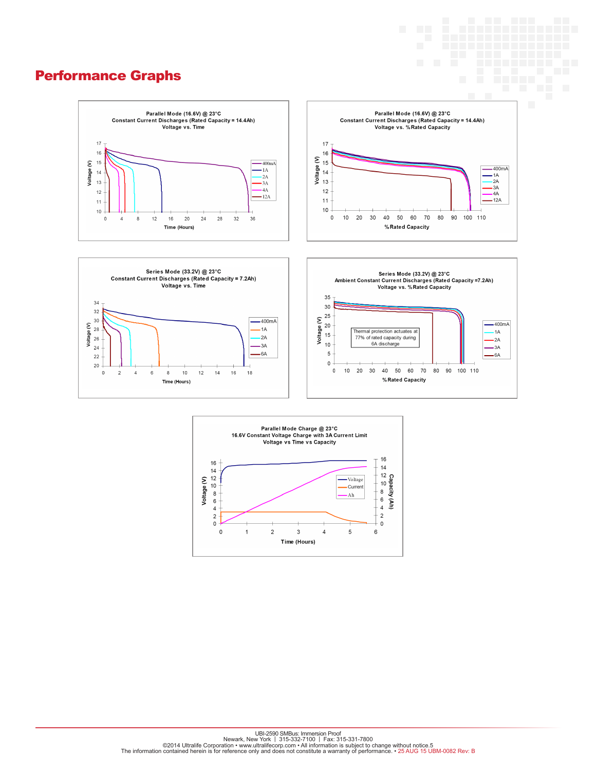# Performance Graphs

Parallel Mode (16.6V) @ 23°C
Constant Current Discharges (Rated Capacity = 14.4Ah)
Voltage vs. Time

Voltage (V)
17
16
15
14
13
12
11
10
0 4 8 12 16 20 24 28 32 36
Time (Hours)
400mA
1A
2A
3A
4A
12A

Parallel Mode (16.6V) @ 23°C
Constant Current Discharges (Rated Capacity = 14.4Ah)
Voltage vs. % Rated Capacity

Voltage (V)
17
16
15
14
13
12
11
10
0 10 20 30 40 50 60 70 80 90 100 110
% Rated Capacity
400mA
1A
2A
3A
4A
12A

Series Mode (33.2V) @ 23°C
Constant Current Discharges (Rated Capacity = 7.2Ah)
Voltage vs. Time

Voltage (V)
34
32
30
28
26
24
22
20
0 2 4 6 8 10 12 14 16 18
Time (Hours)
400mA
1A
2A
3A
6A

Series Mode (33.2V) @ 23°C
Ambient Constant Current Discharges (Rated Capacity =7.2Ah)
Voltage vs. % Rated Capacity

Voltage (V)
35
30
25
20
15
10
5
0
0 10 20 30 40 50 60 70 80 90 100 110
% Rated Capacity
Thermal protection actuates at 77% of rated capacity during 6A discharge
400mA
1A
2A
3A
6A

Parallel Mode Charge @ 23°C
16.6V Constant Voltage Charge with 3A Current Limit
Voltage vs Time vs Capacity

Voltage (V)
16
14
12
10
8
6
4
2
0
0 1 2 3 4 5 6
Time (Hours)
Capacity (Ah)
16
14
12
10
8
6
4
2
0
Voltage
Current
Ah

UBI-2590 SMBus: Immersion Proof
Newark, New York | 315-332-7100 | Fax: 315-331-7800
©2014 Ultralife Corporation • www.ultralifecorp.com • All information is subject to change without notice.
The information contained herein is for reference only and does not constitute a warranty of performance. • 25 AUG 15 UBM-0082 Rev: B